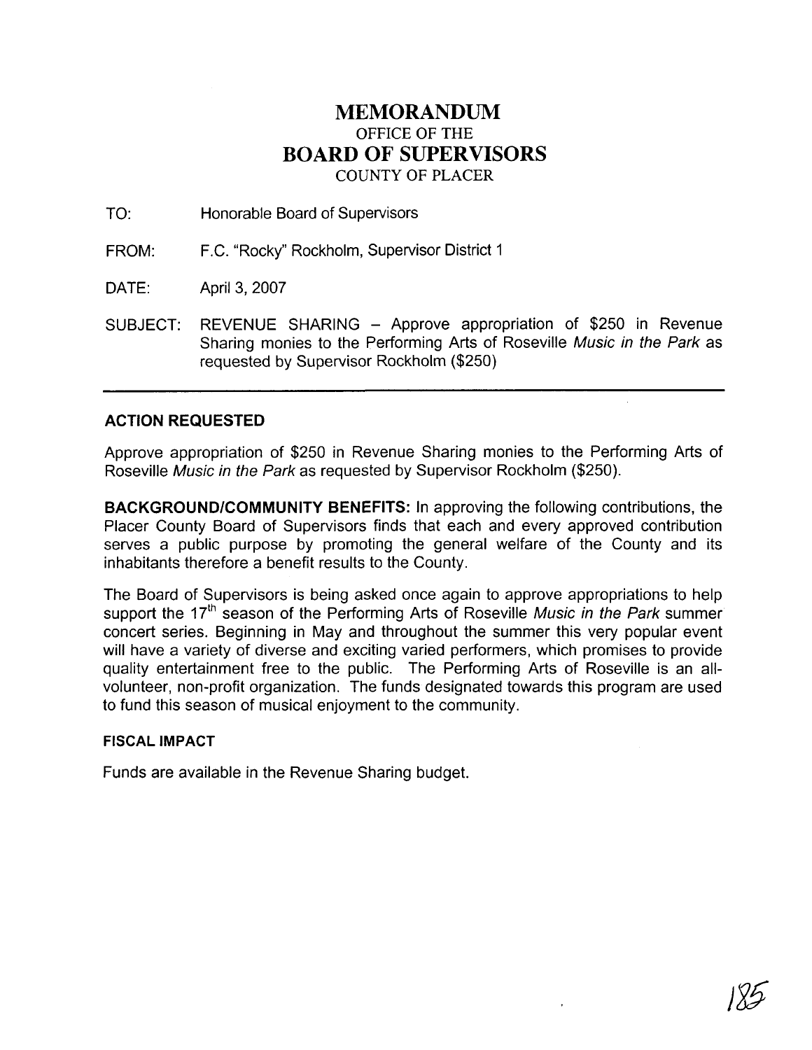# MEMORANDUM

OFFICE OF THE

# BOARD OF SUPERVISORS

COUNTY OF PLACER

TO: Honorable Board of Supervisors

FROM: F.C. "Rocky" Rockholm, Supervisor District 1

DATE: April 3, 2007

SUBJECT: REVENUE SHARING – Approve appropriation of $250 in Revenue Sharing monies to the Performing Arts of Roseville *Music in the Park* as requested by Supervisor Rockholm ($250)

---

## ACTION REQUESTED

Approve appropriation of $250 in Revenue Sharing monies to the Performing Arts of Roseville *Music in the Park* as requested by Supervisor Rockholm ($250).

**BACKGROUND/COMMUNITY BENEFITS:** In approving the following contributions, the Placer County Board of Supervisors finds that each and every approved contribution serves a public purpose by promoting the general welfare of the County and its inhabitants therefore a benefit results to the County.

The Board of Supervisors is being asked once again to approve appropriations to help support the 17th season of the Performing Arts of Roseville *Music in the Park* summer concert series. Beginning in May and throughout the summer this very popular event will have a variety of diverse and exciting varied performers, which promises to provide quality entertainment free to the public. The Performing Arts of Roseville is an all-volunteer, non-profit organization. The funds designated towards this program are used to fund this season of musical enjoyment to the community.

### FISCAL IMPACT

Funds are available in the Revenue Sharing budget.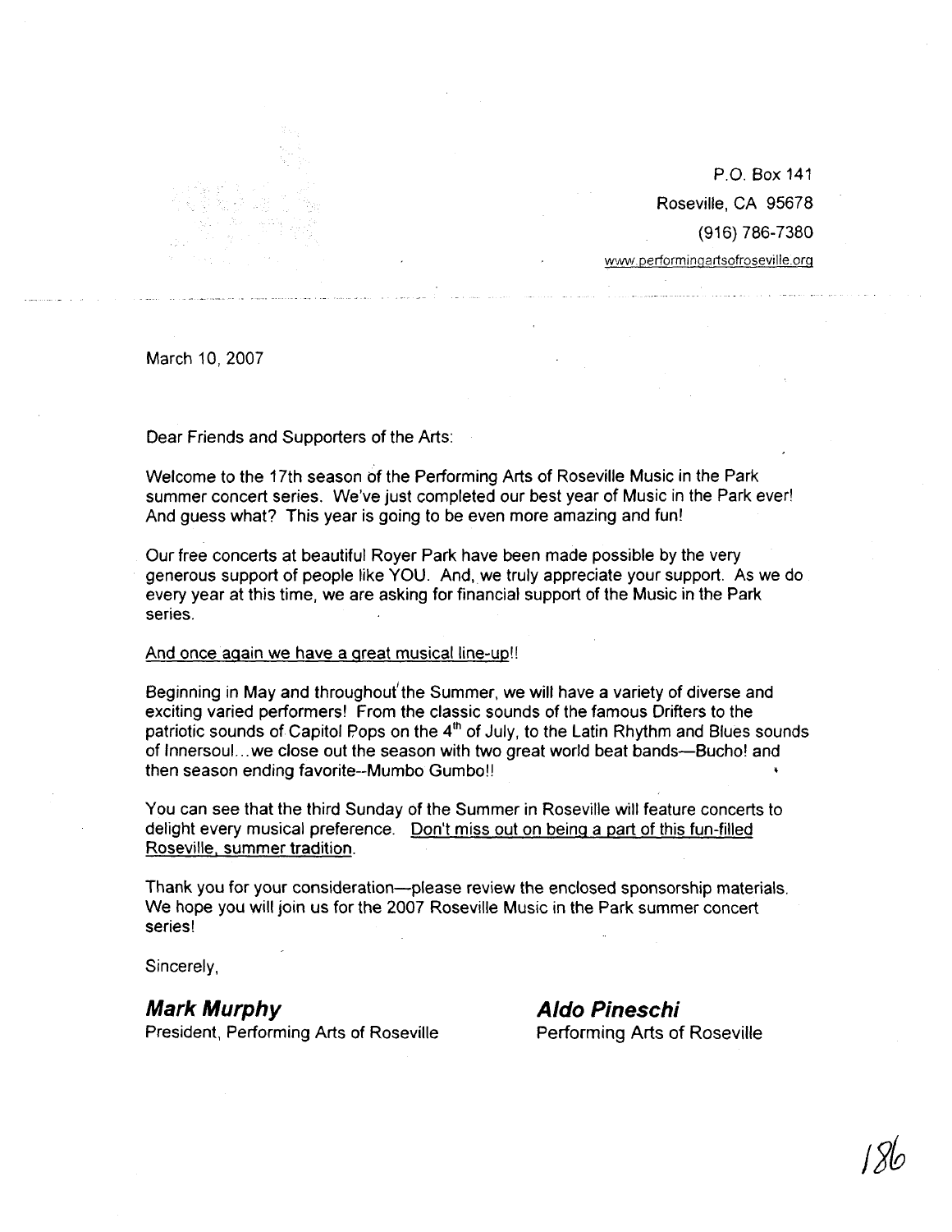P.O. Box 141
Roseville, CA 95678
(916) 786-7380
www.performingartsofroseville.org

March 10, 2007

Dear Friends and Supporters of the Arts:

Welcome to the 17th season of the Performing Arts of Roseville Music in the Park summer concert series. We've just completed our best year of Music in the Park ever! And guess what? This year is going to be even more amazing and fun!

Our free concerts at beautiful Royer Park have been made possible by the very generous support of people like YOU. And, we truly appreciate your support. As we do every year at this time, we are asking for financial support of the Music in the Park series.

And once again we have a great musical line-up!!

Beginning in May and throughout the Summer, we will have a variety of diverse and exciting varied performers! From the classic sounds of the famous Drifters to the patriotic sounds of Capitol Pops on the 4th of July, to the Latin Rhythm and Blues sounds of Innersoul...we close out the season with two great world beat bands—Bucho! and then season ending favorite--Mumbo Gumbo!!

You can see that the third Sunday of the Summer in Roseville will feature concerts to delight every musical preference. Don't miss out on being a part of this fun-filled Roseville, summer tradition.

Thank you for your consideration—please review the enclosed sponsorship materials. We hope you will join us for the 2007 Roseville Music in the Park summer concert series!

Sincerely,

***Mark Murphy***
President, Performing Arts of Roseville

***Aldo Pineschi***
Performing Arts of Roseville